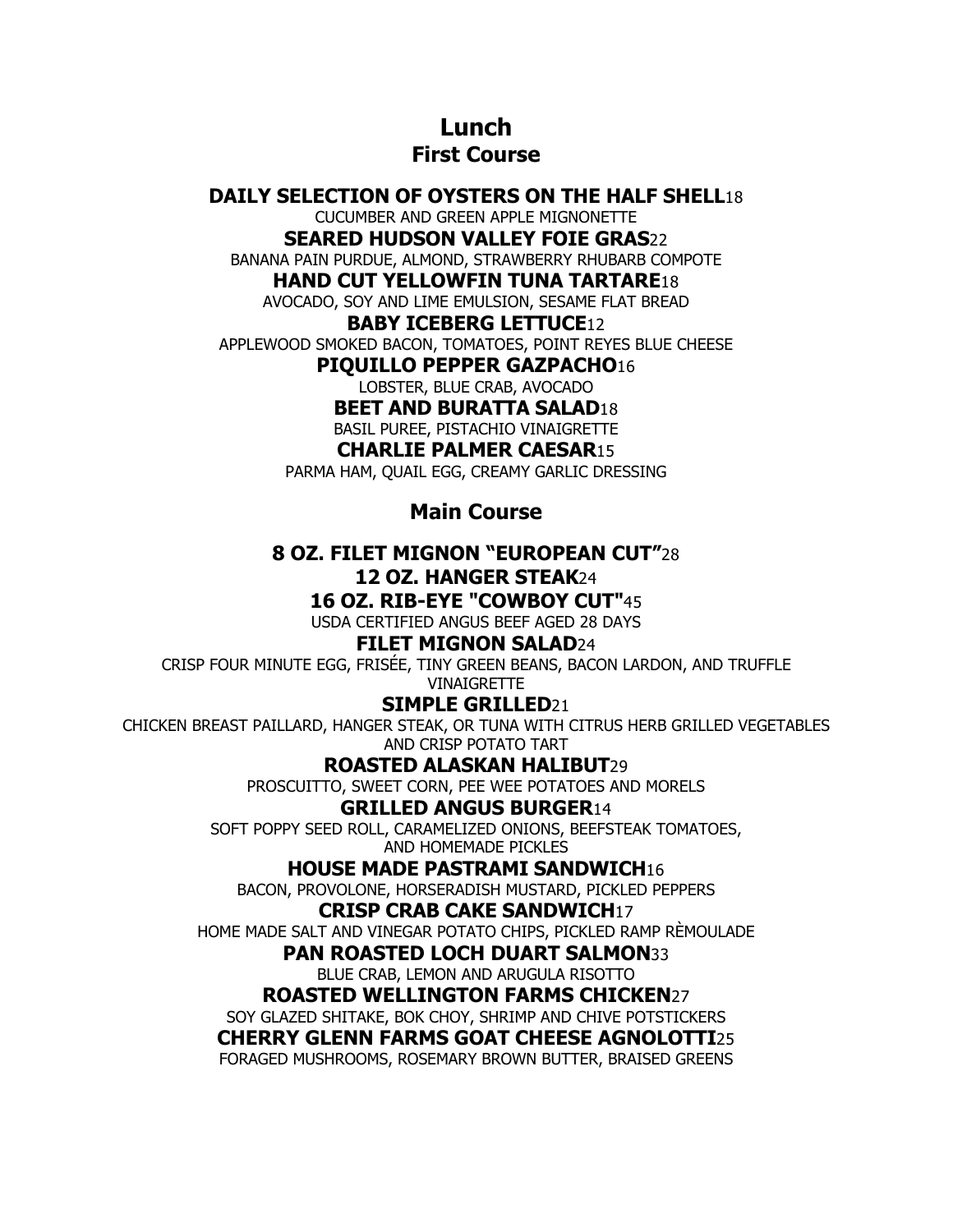# Lunch

## First Course

**DAILY SELECTION OF OYSTERS ON THE HALF SHELL**18
CUCUMBER AND GREEN APPLE MIGNONETTE

**SEARED HUDSON VALLEY FOIE GRAS**22
BANANA PAIN PURDUE, ALMOND, STRAWBERRY RHUBARB COMPOTE

**HAND CUT YELLOWFIN TUNA TARTARE**18
AVOCADO, SOY AND LIME EMULSION, SESAME FLAT BREAD

**BABY ICEBERG LETTUCE**12
APPLEWOOD SMOKED BACON, TOMATOES, POINT REYES BLUE CHEESE

**PIQUILLO PEPPER GAZPACHO**16
LOBSTER, BLUE CRAB, AVOCADO

**BEET AND BURATTA SALAD**18
BASIL PUREE, PISTACHIO VINAIGRETTE

**CHARLIE PALMER CAESAR**15
PARMA HAM, QUAIL EGG, CREAMY GARLIC DRESSING

## Main Course

**8 OZ. FILET MIGNON "EUROPEAN CUT"**28

**12 OZ. HANGER STEAK**24

**16 OZ. RIB-EYE "COWBOY CUT"**45
USDA CERTIFIED ANGUS BEEF AGED 28 DAYS

**FILET MIGNON SALAD**24
CRISP FOUR MINUTE EGG, FRISÉE, TINY GREEN BEANS, BACON LARDON, AND TRUFFLE VINAIGRETTE

**SIMPLE GRILLED**21
CHICKEN BREAST PAILLARD, HANGER STEAK, OR TUNA WITH CITRUS HERB GRILLED VEGETABLES AND CRISP POTATO TART

**ROASTED ALASKAN HALIBUT**29
PROSCUITTO, SWEET CORN, PEE WEE POTATOES AND MORELS

**GRILLED ANGUS BURGER**14
SOFT POPPY SEED ROLL, CARAMELIZED ONIONS, BEEFSTEAK TOMATOES, AND HOMEMADE PICKLES

**HOUSE MADE PASTRAMI SANDWICH**16
BACON, PROVOLONE, HORSERADISH MUSTARD, PICKLED PEPPERS

**CRISP CRAB CAKE SANDWICH**17
HOME MADE SALT AND VINEGAR POTATO CHIPS, PICKLED RAMP RÈMOULADE

**PAN ROASTED LOCH DUART SALMON**33
BLUE CRAB, LEMON AND ARUGULA RISOTTO

**ROASTED WELLINGTON FARMS CHICKEN**27
SOY GLAZED SHITAKE, BOK CHOY, SHRIMP AND CHIVE POTSTICKERS

**CHERRY GLENN FARMS GOAT CHEESE AGNOLOTTI**25
FORAGED MUSHROOMS, ROSEMARY BROWN BUTTER, BRAISED GREENS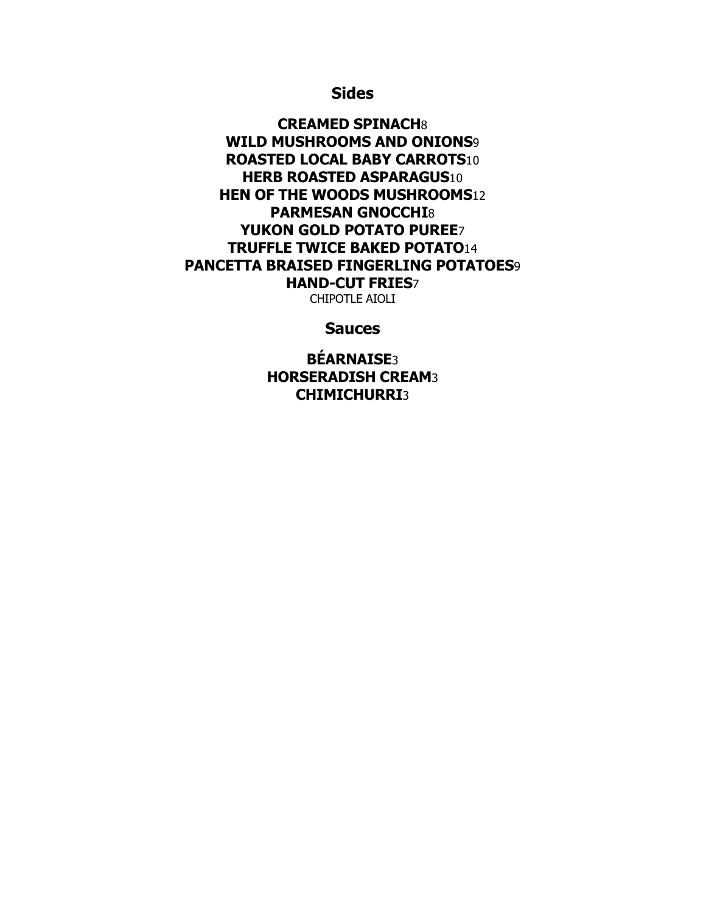## Sides

**CREAMED SPINACH**8
**WILD MUSHROOMS AND ONIONS**9
**ROASTED LOCAL BABY CARROTS**10
**HERB ROASTED ASPARAGUS**10
**HEN OF THE WOODS MUSHROOMS**12
**PARMESAN GNOCCHI**8
**YUKON GOLD POTATO PUREE**7
**TRUFFLE TWICE BAKED POTATO**14
**PANCETTA BRAISED FINGERLING POTATOES**9
**HAND-CUT FRIES**7
CHIPOTLE AIOLI

## Sauces

**BÉARNAISE**3
**HORSERADISH CREAM**3
**CHIMICHURRI**3